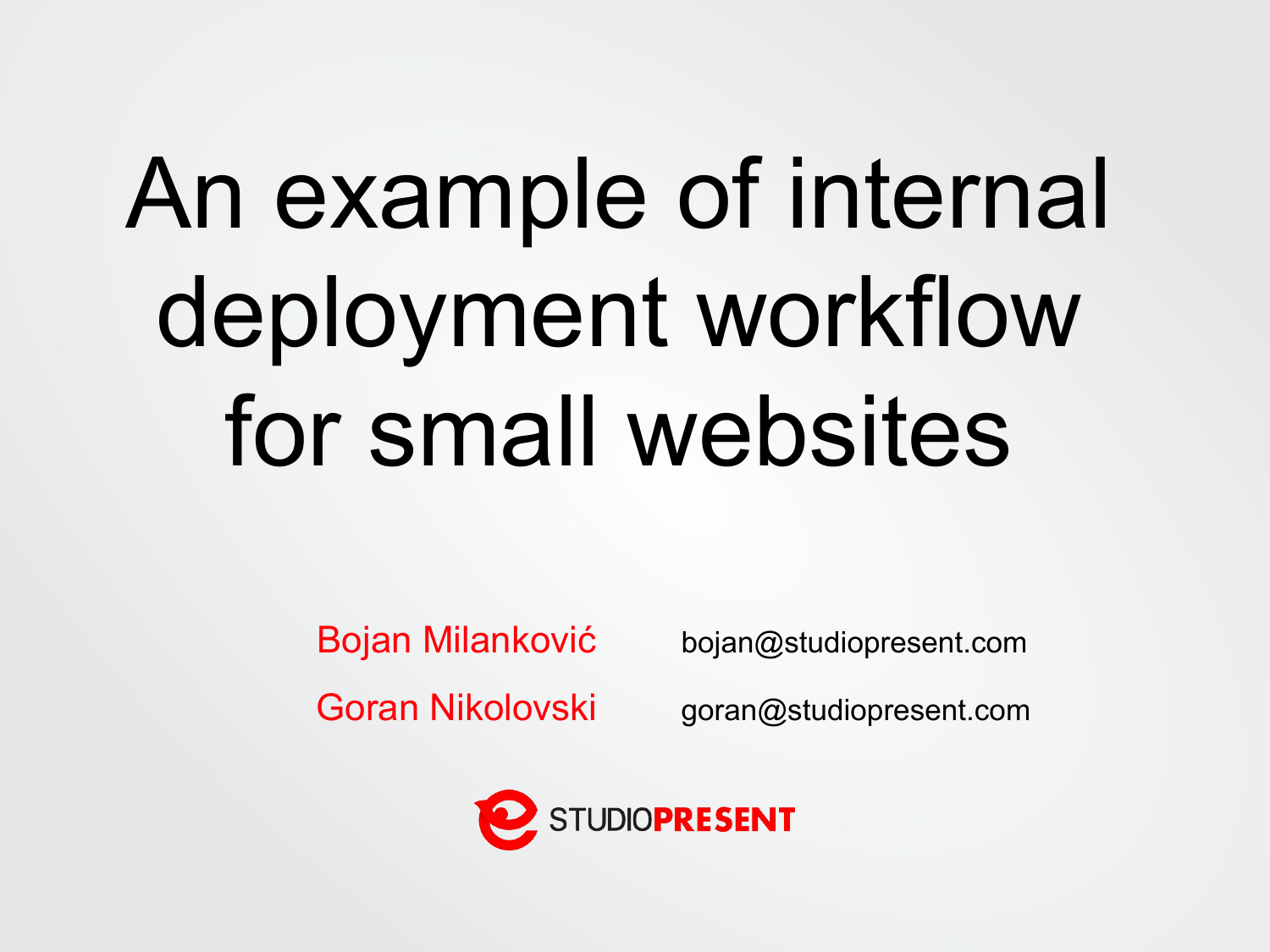# An example of internal deployment workflow for small websites

Bojan Milanković bojan@studiopresent.com

Goran Nikolovski goran@studiopresent.com

STUDIOPRESENT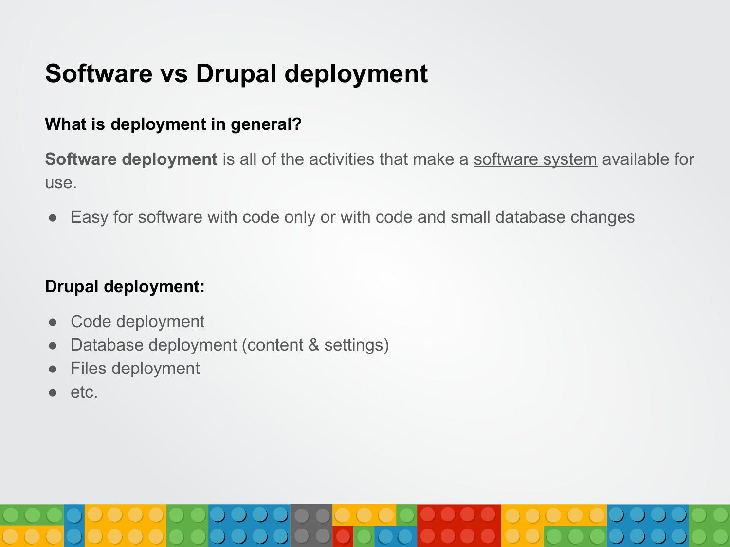# Software vs Drupal deployment

### What is deployment in general?

**Software deployment** is all of the activities that make a software system available for use.

- Easy for software with code only or with code and small database changes

### Drupal deployment:

- Code deployment
- Database deployment (content & settings)
- Files deployment
- etc.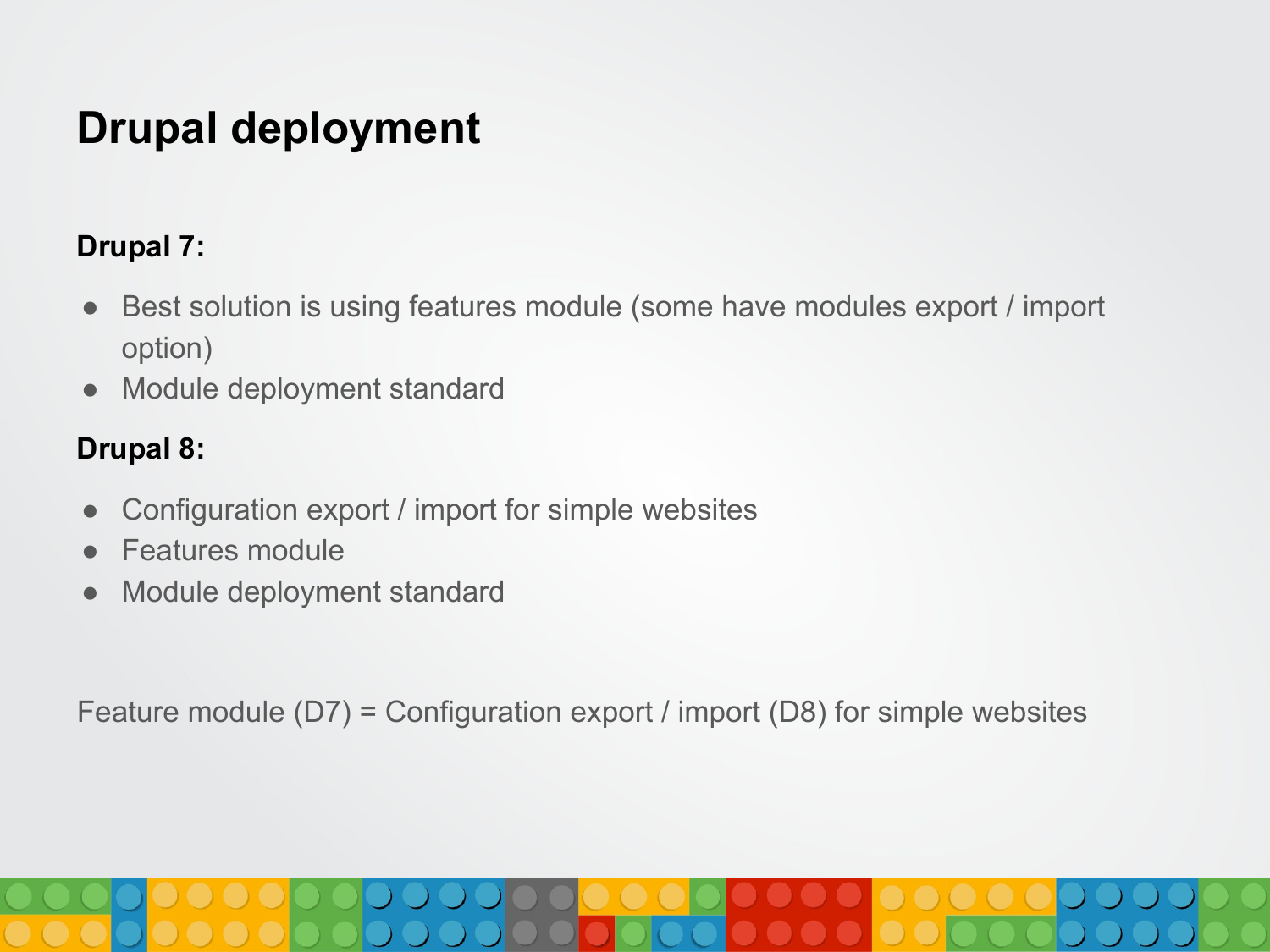# Drupal deployment

**Drupal 7:**

- Best solution is using features module (some have modules export / import option)
- Module deployment standard

**Drupal 8:**

- Configuration export / import for simple websites
- Features module
- Module deployment standard

Feature module (D7) = Configuration export / import (D8) for simple websites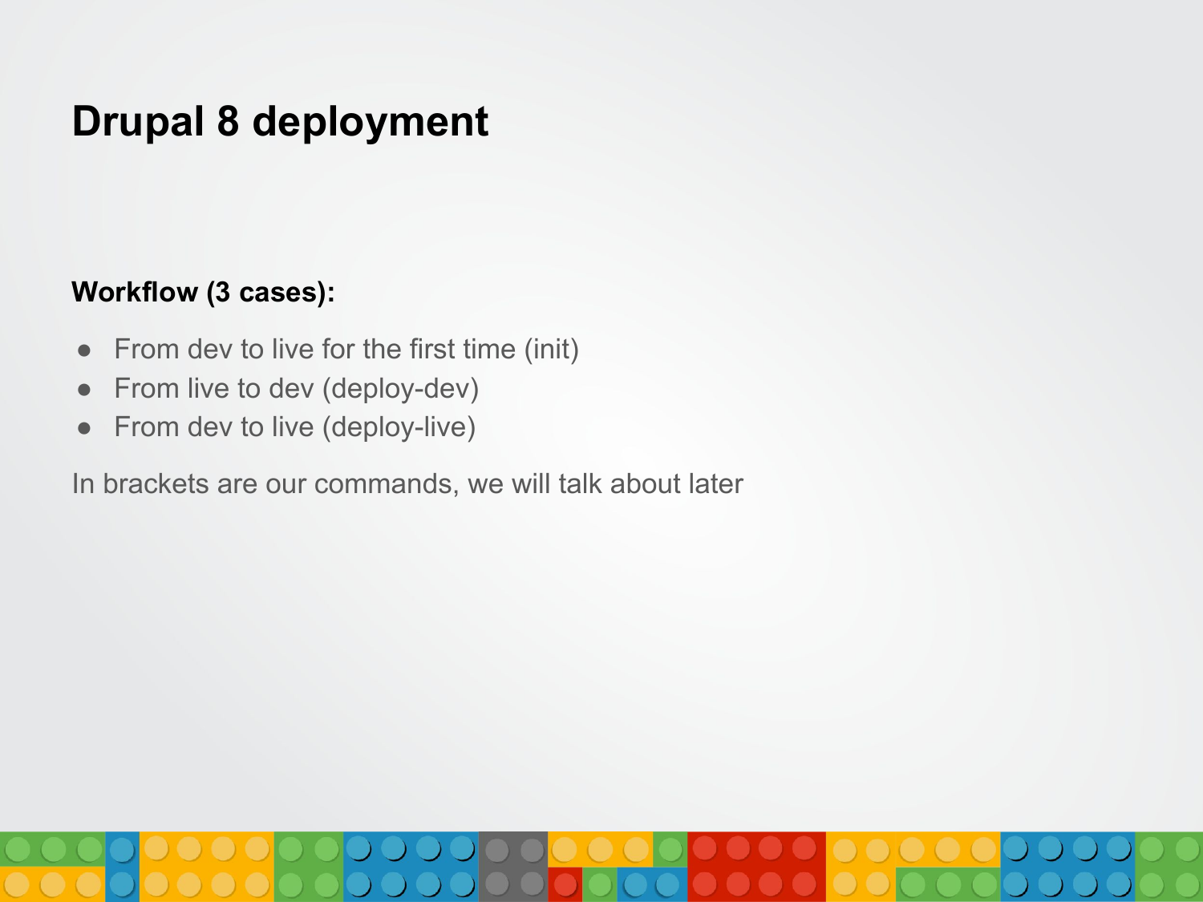# Drupal 8 deployment

**Workflow (3 cases):**

- From dev to live for the first time (init)
- From live to dev (deploy-dev)
- From dev to live (deploy-live)

In brackets are our commands, we will talk about later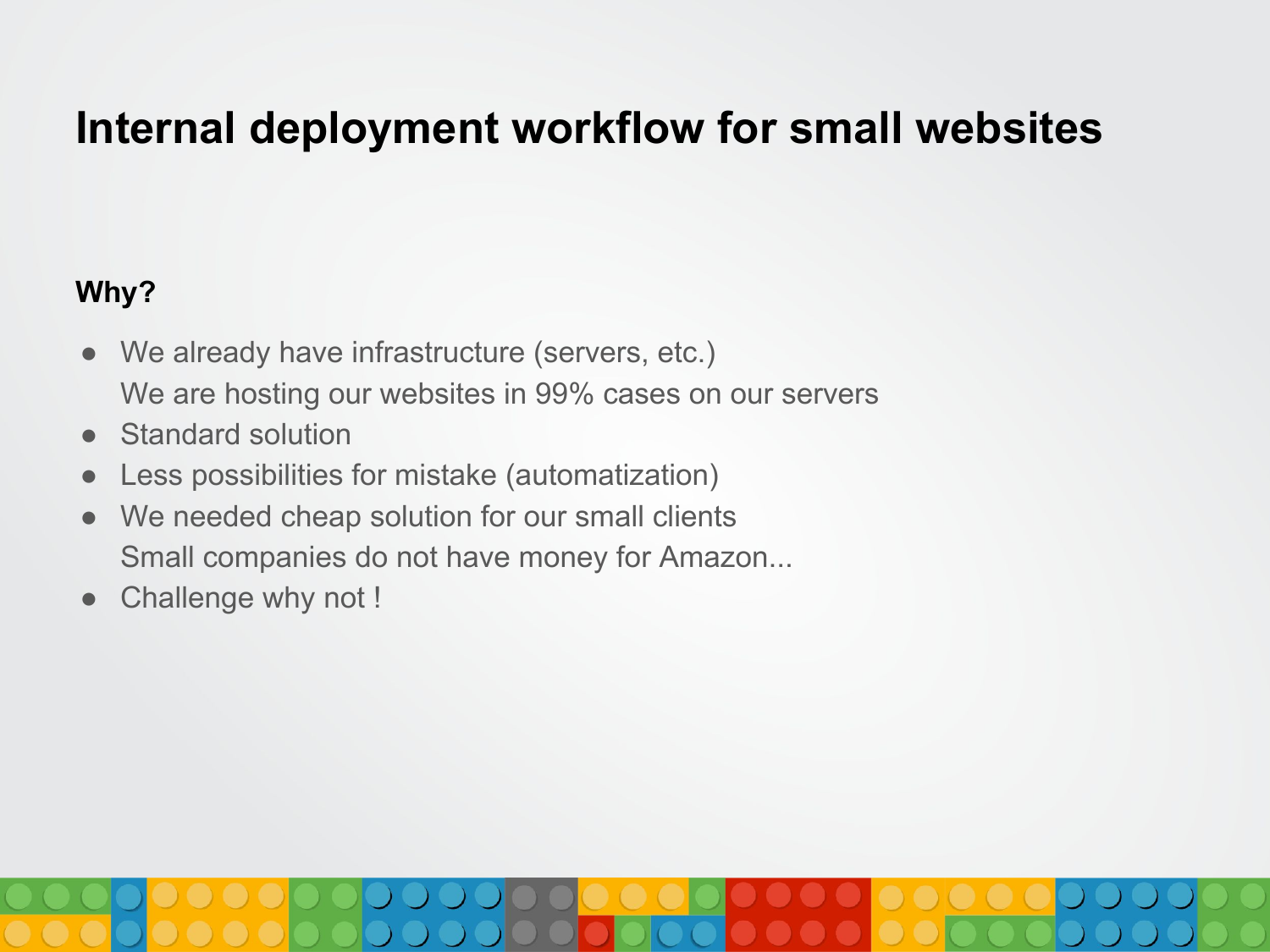# Internal deployment workflow for small websites

**Why?**

- We already have infrastructure (servers, etc.)
  We are hosting our websites in 99% cases on our servers
- Standard solution
- Less possibilities for mistake (automatization)
- We needed cheap solution for our small clients
  Small companies do not have money for Amazon...
- Challenge why not !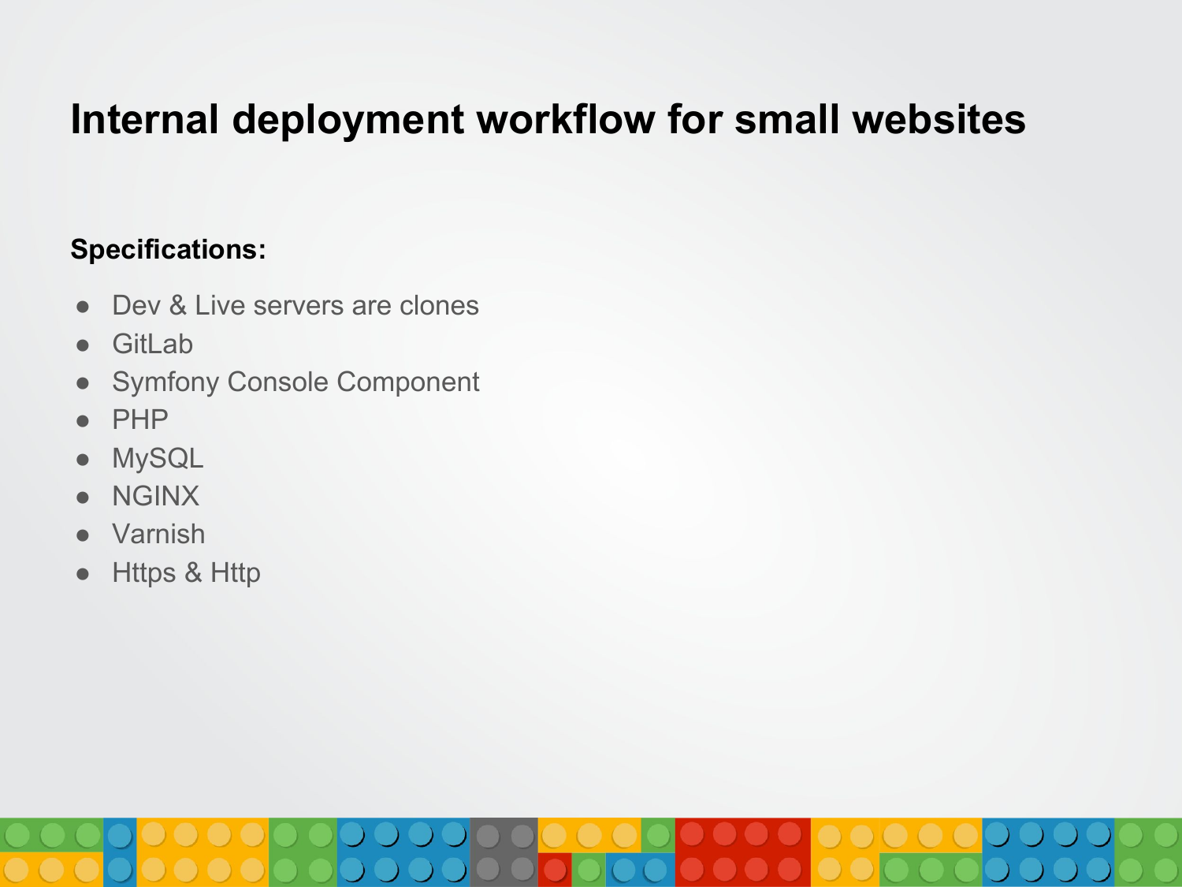# Internal deployment workflow for small websites

**Specifications:**

- Dev & Live servers are clones
- GitLab
- Symfony Console Component
- PHP
- MySQL
- NGINX
- Varnish
- Https & Http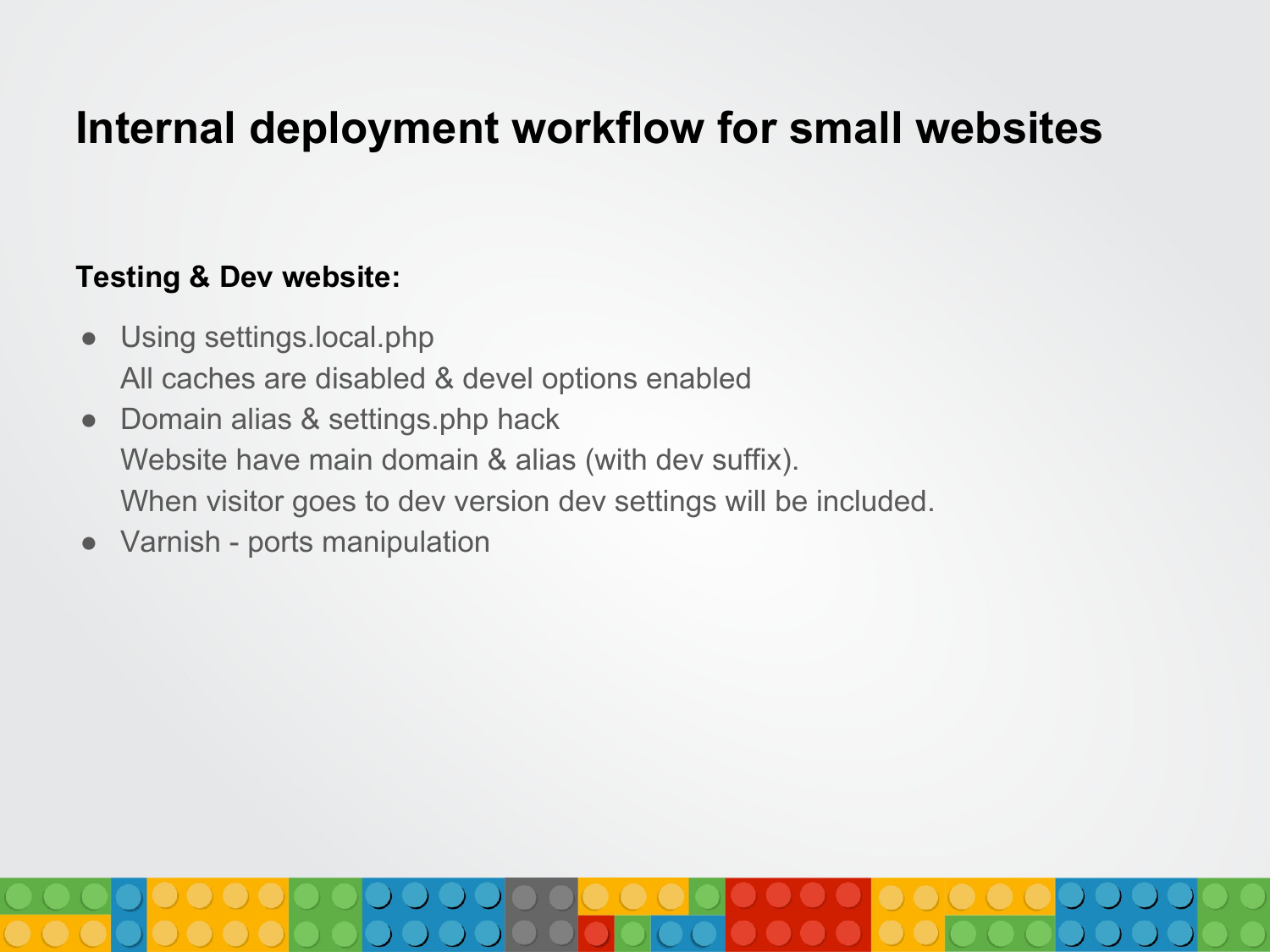# Internal deployment workflow for small websites

**Testing & Dev website:**

- Using settings.local.php
  All caches are disabled & devel options enabled
- Domain alias & settings.php hack
  Website have main domain & alias (with dev suffix).
  When visitor goes to dev version dev settings will be included.
- Varnish - ports manipulation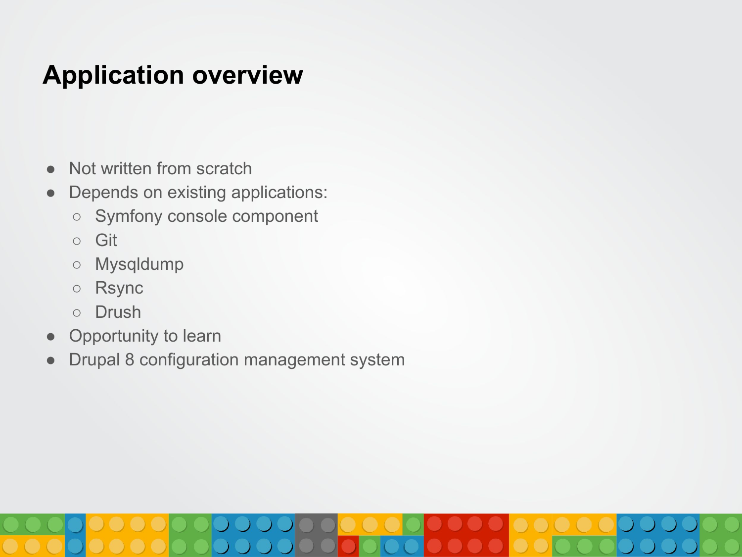# Application overview

- Not written from scratch
- Depends on existing applications:
  - Symfony console component
  - Git
  - Mysqldump
  - Rsync
  - Drush
- Opportunity to learn
- Drupal 8 configuration management system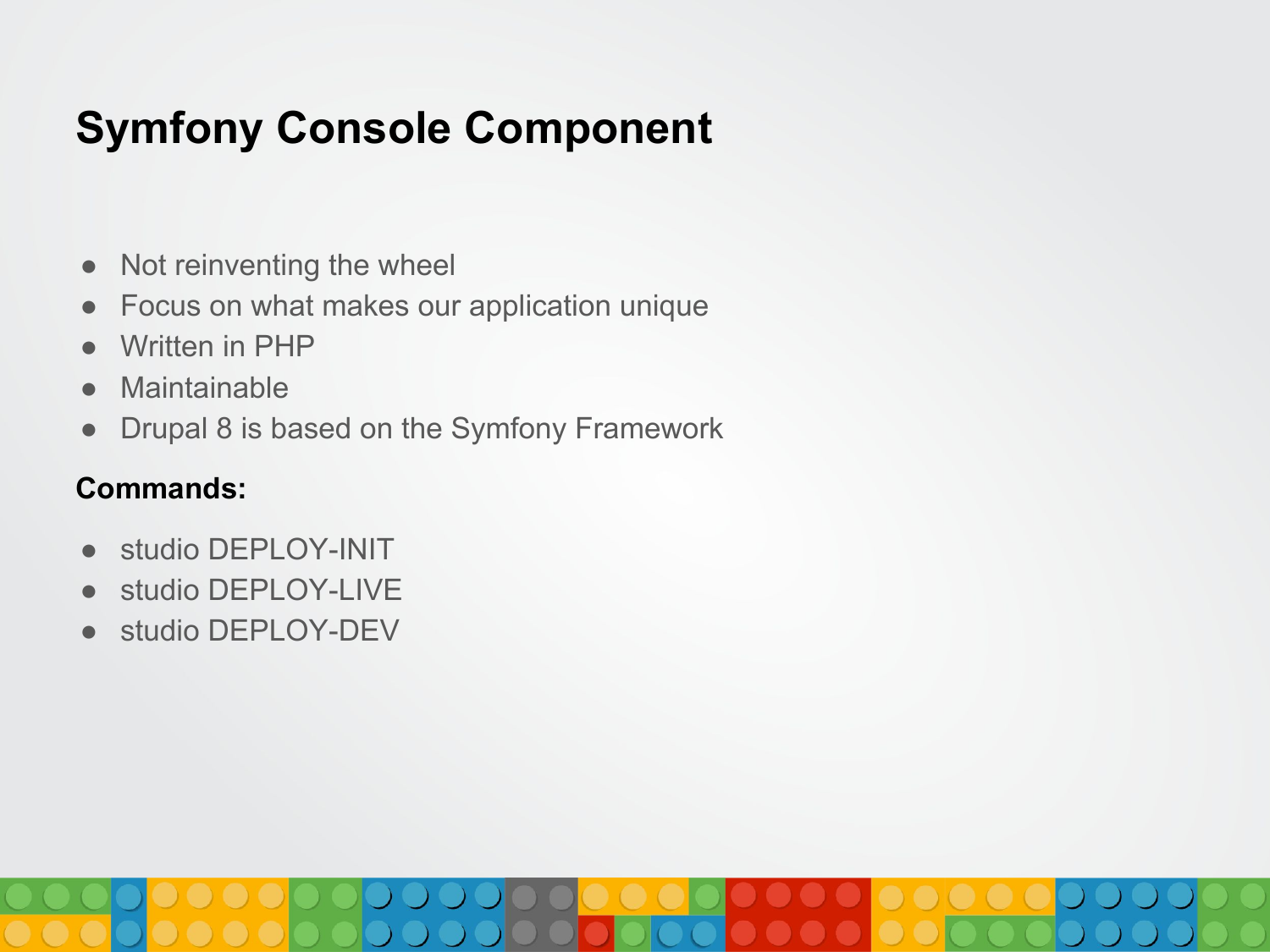# Symfony Console Component

- Not reinventing the wheel
- Focus on what makes our application unique
- Written in PHP
- Maintainable
- Drupal 8 is based on the Symfony Framework

**Commands:**

- studio DEPLOY-INIT
- studio DEPLOY-LIVE
- studio DEPLOY-DEV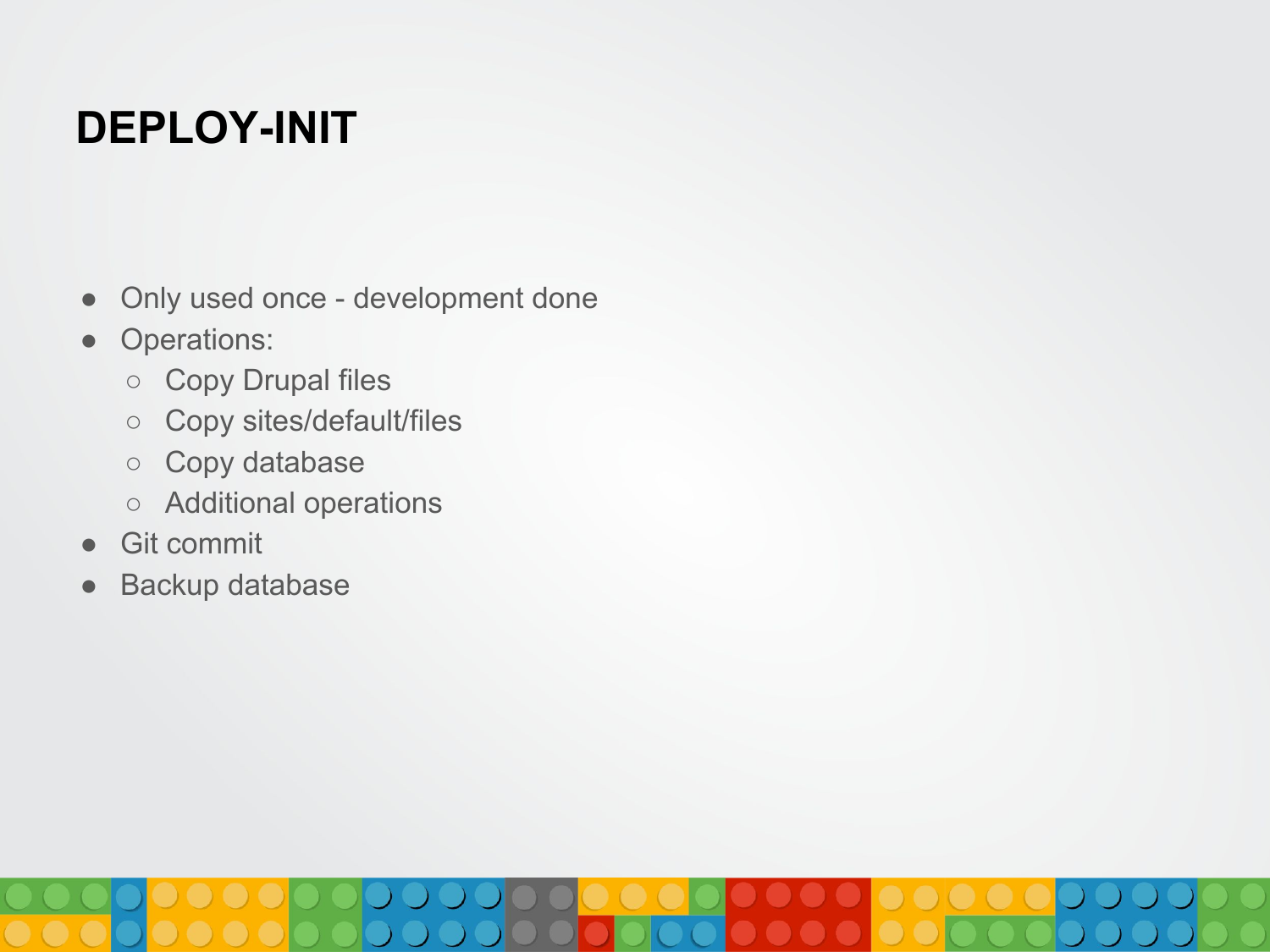# DEPLOY-INIT

- Only used once - development done
- Operations:
    - Copy Drupal files
    - Copy sites/default/files
    - Copy database
    - Additional operations
- Git commit
- Backup database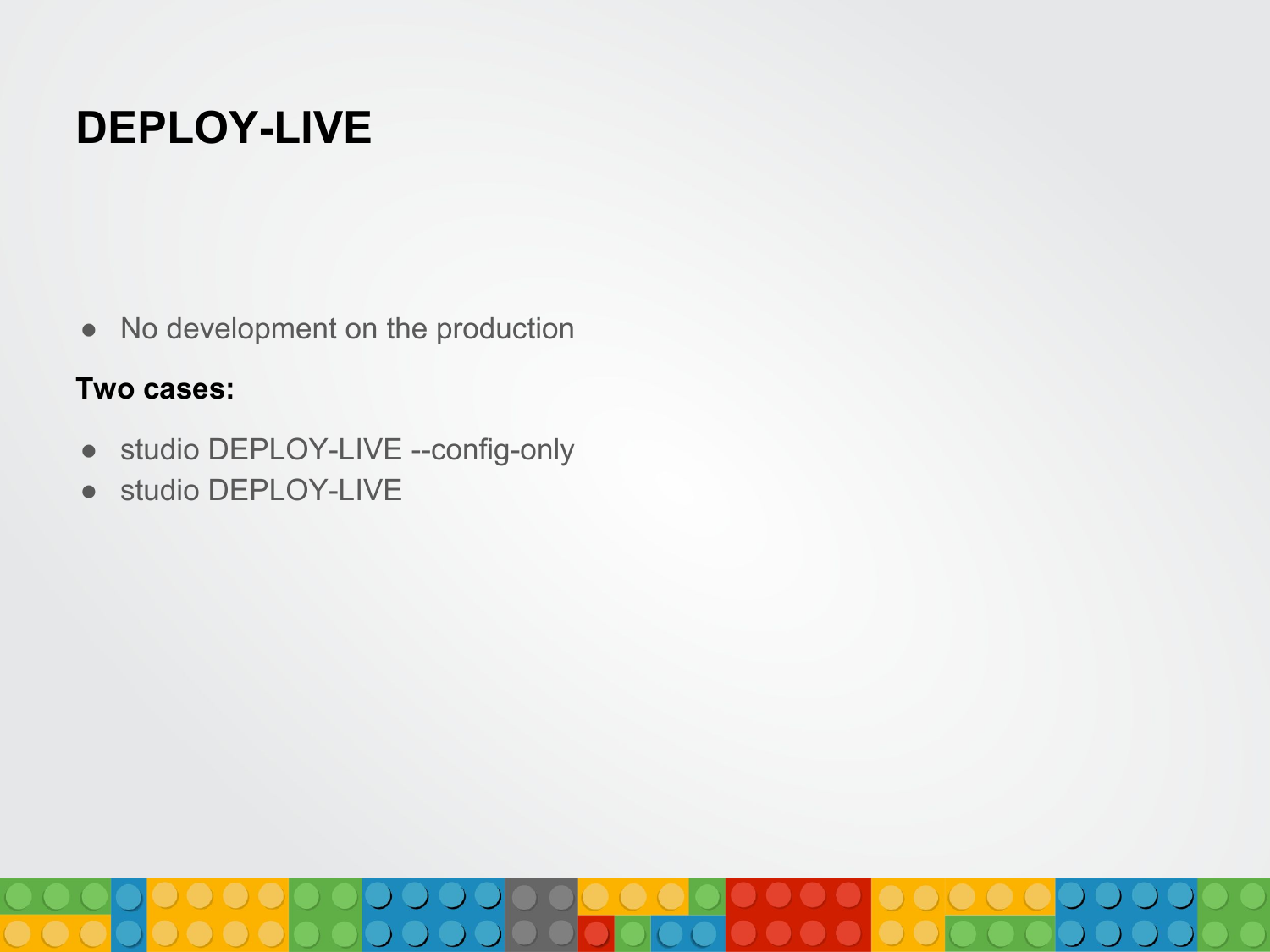# DEPLOY-LIVE

- No development on the production

**Two cases:**

- studio DEPLOY-LIVE --config-only
- studio DEPLOY-LIVE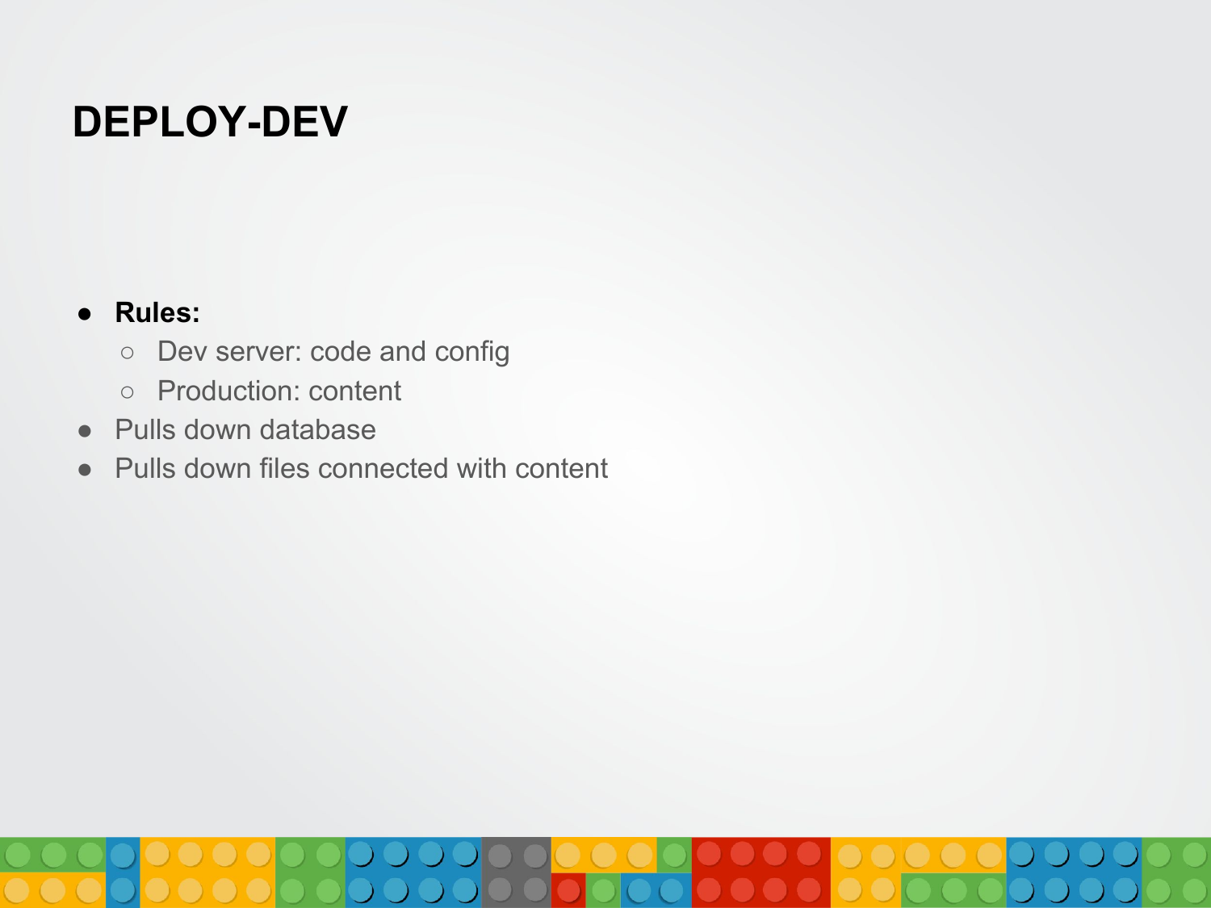# DEPLOY-DEV

- **Rules:**
  - Dev server: code and config
  - Production: content
- Pulls down database
- Pulls down files connected with content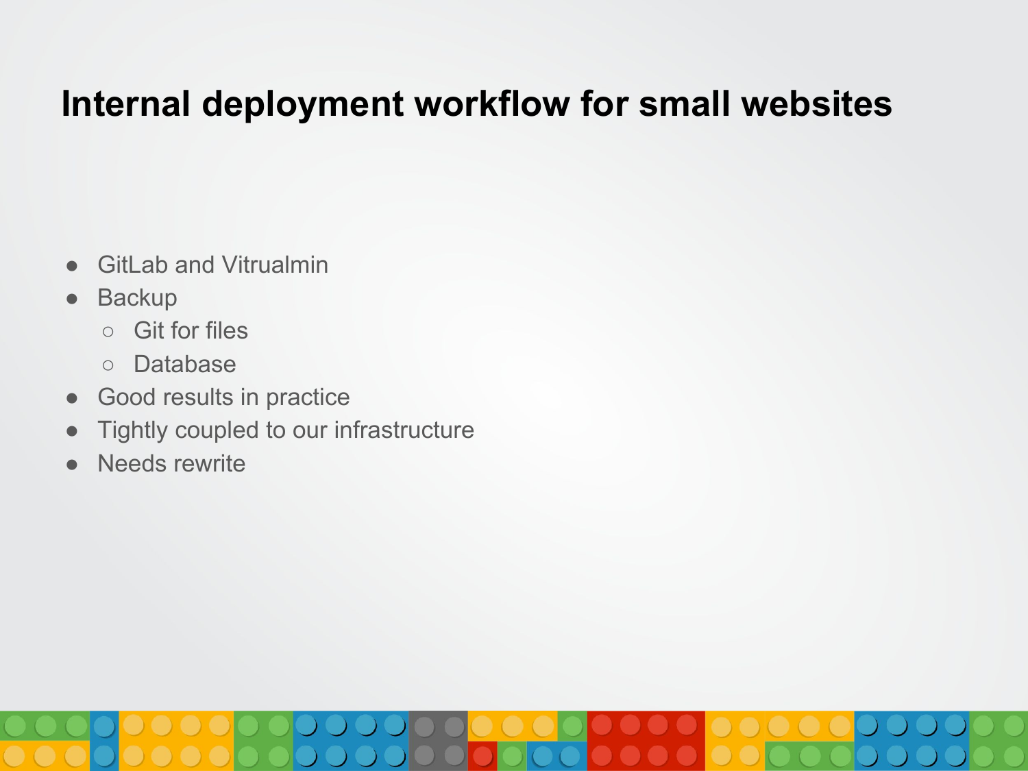# Internal deployment workflow for small websites

- GitLab and Vitrualmin
- Backup
  - Git for files
  - Database
- Good results in practice
- Tightly coupled to our infrastructure
- Needs rewrite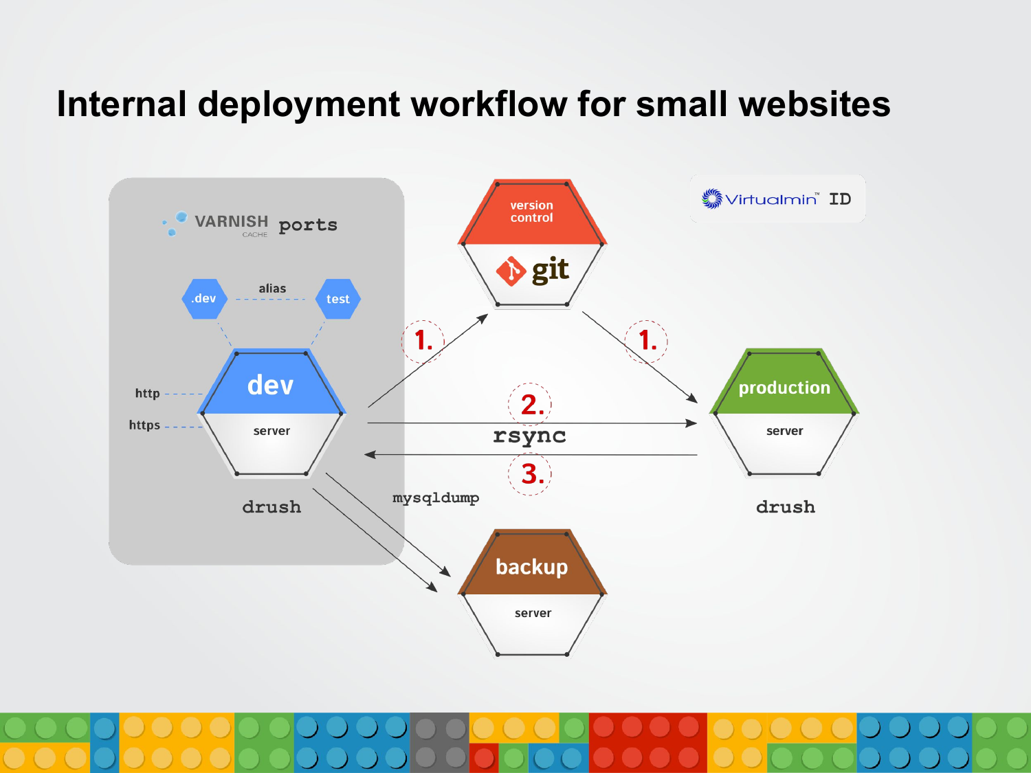# Internal deployment workflow for small websites

VARNISH CACHE ports

.dev — alias — test

dev server

http

https

drush

version control

git

Virtualmin™ ID

1.

1.

2.

rsync

3.

mysqldump

production server

drush

backup server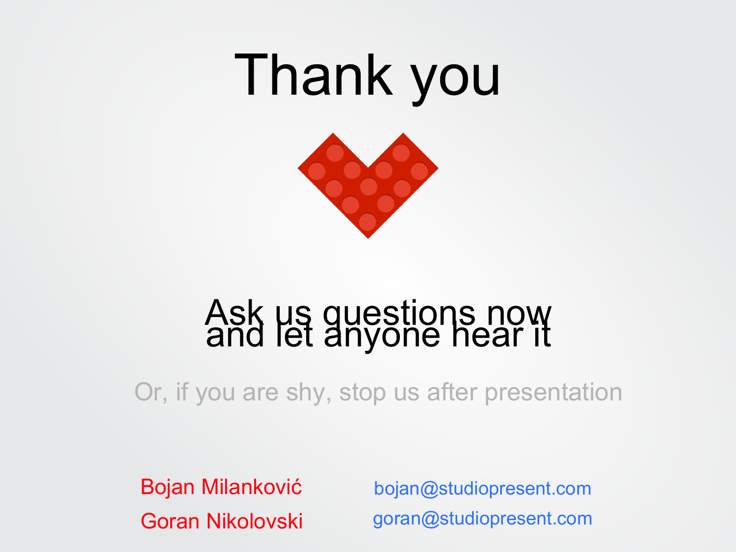# Thank you

Ask us questions now
and let anyone hear it

Or, if you are shy, stop us after presentation

Bojan Milanković bojan@studiopresent.com

Goran Nikolovski goran@studiopresent.com